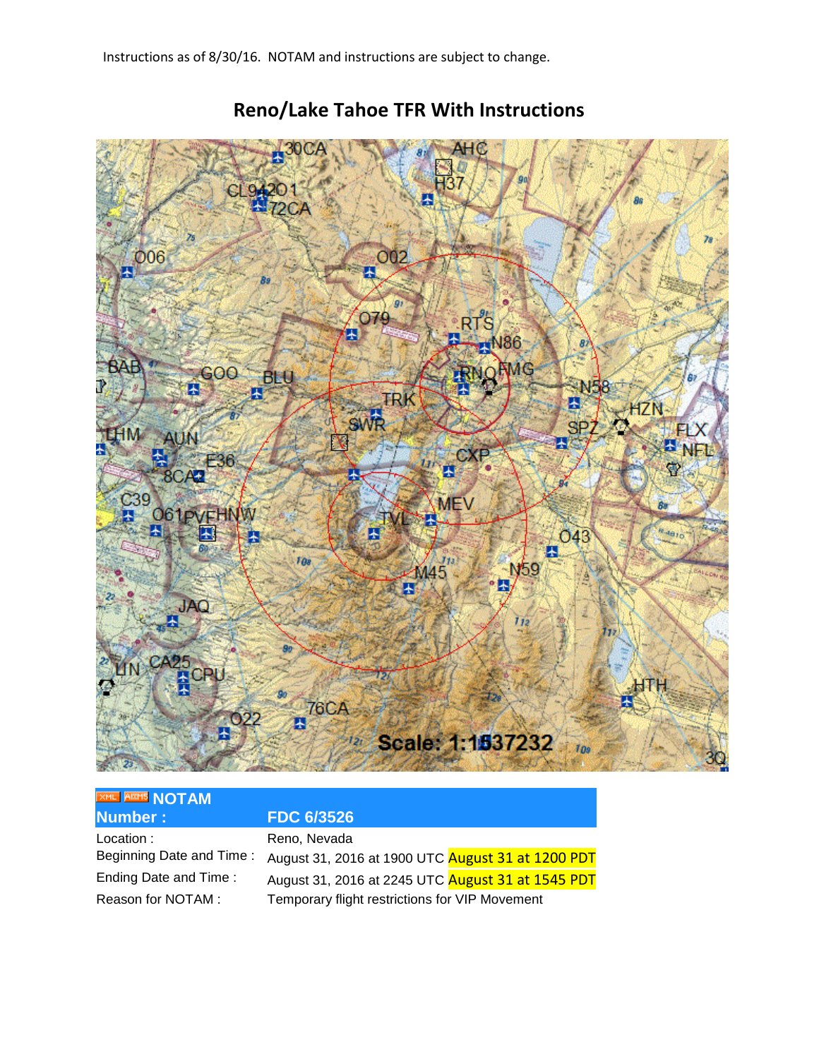Instructions as of 8/30/16. NOTAM and instructions are subject to change.

# Reno/Lake Tahoe TFR With Instructions

| NOTAM Number : | FDC 6/3526 |
| --- | --- |
| Location : | Reno, Nevada |
| Beginning Date and Time : | August 31, 2016 at 1900 UTC August 31 at 1200 PDT |
| Ending Date and Time : | August 31, 2016 at 2245 UTC August 31 at 1545 PDT |
| Reason for NOTAM : | Temporary flight restrictions for VIP Movement |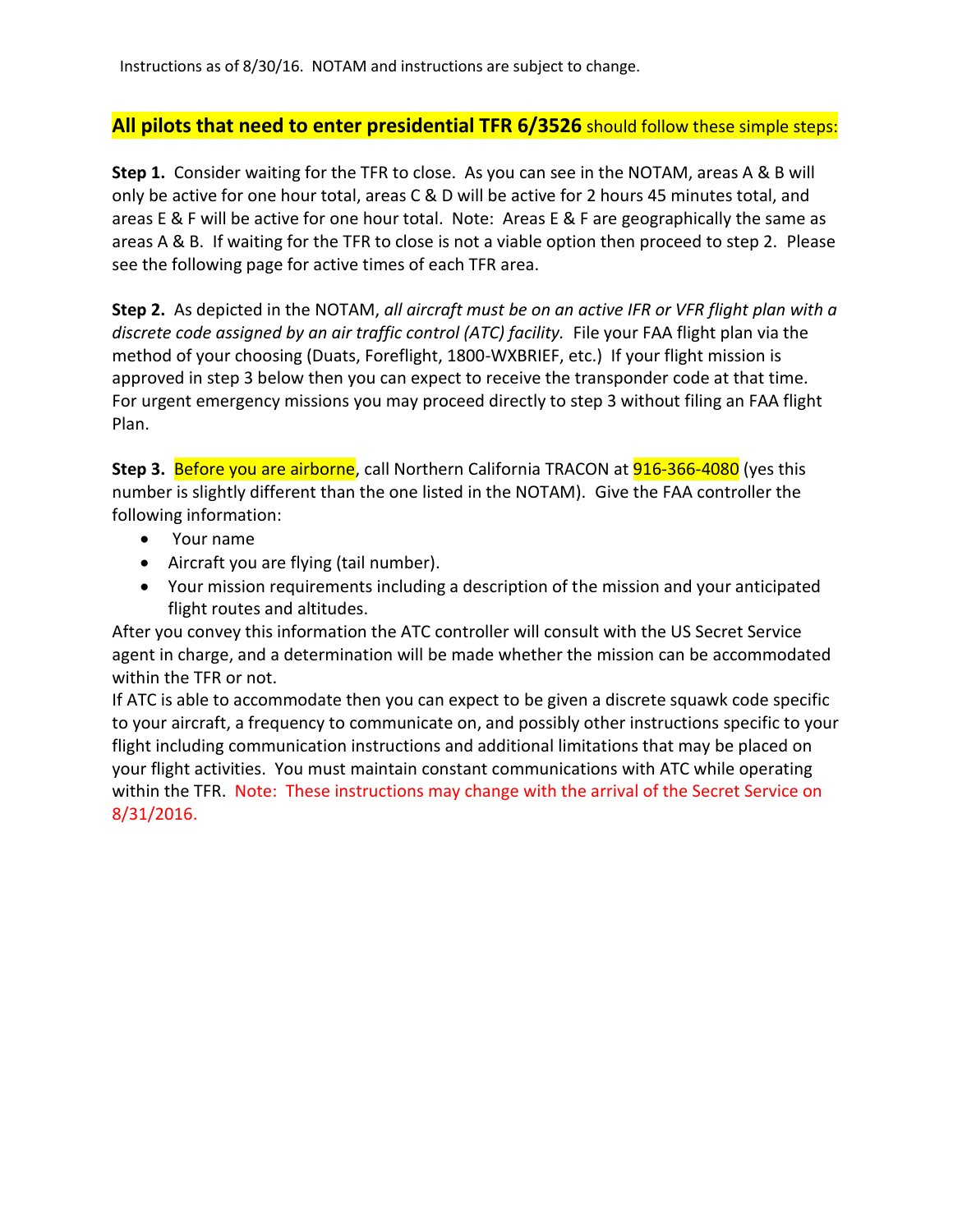Instructions as of 8/30/16. NOTAM and instructions are subject to change.

**All pilots that need to enter presidential TFR 6/3526** should follow these simple steps:

**Step 1.** Consider waiting for the TFR to close. As you can see in the NOTAM, areas A & B will only be active for one hour total, areas C & D will be active for 2 hours 45 minutes total, and areas E & F will be active for one hour total. Note: Areas E & F are geographically the same as areas A & B. If waiting for the TFR to close is not a viable option then proceed to step 2. Please see the following page for active times of each TFR area.

**Step 2.** As depicted in the NOTAM, *all aircraft must be on an active IFR or VFR flight plan with a discrete code assigned by an air traffic control (ATC) facility.* File your FAA flight plan via the method of your choosing (Duats, Foreflight, 1800-WXBRIEF, etc.) If your flight mission is approved in step 3 below then you can expect to receive the transponder code at that time. For urgent emergency missions you may proceed directly to step 3 without filing an FAA flight Plan.

**Step 3.** Before you are airborne, call Northern California TRACON at 916-366-4080 (yes this number is slightly different than the one listed in the NOTAM). Give the FAA controller the following information:

- Your name
- Aircraft you are flying (tail number).
- Your mission requirements including a description of the mission and your anticipated flight routes and altitudes.

After you convey this information the ATC controller will consult with the US Secret Service agent in charge, and a determination will be made whether the mission can be accommodated within the TFR or not.

If ATC is able to accommodate then you can expect to be given a discrete squawk code specific to your aircraft, a frequency to communicate on, and possibly other instructions specific to your flight including communication instructions and additional limitations that may be placed on your flight activities. You must maintain constant communications with ATC while operating within the TFR. Note: These instructions may change with the arrival of the Secret Service on 8/31/2016.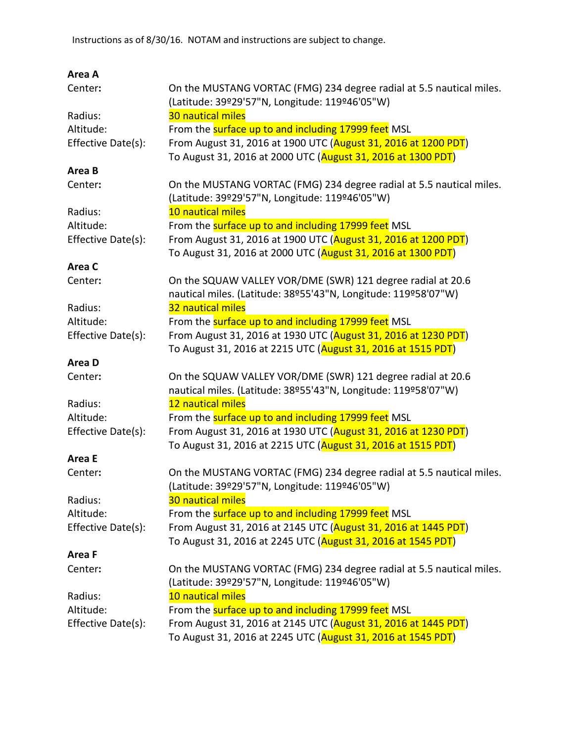Instructions as of 8/30/16. NOTAM and instructions are subject to change.

**Area A**

| | |
|---|---|
| Center**:** | On the MUSTANG VORTAC (FMG) 234 degree radial at 5.5 nautical miles. (Latitude: 39º29'57"N, Longitude: 119º46'05"W) |
| Radius: | 30 nautical miles |
| Altitude: | From the surface up to and including 17999 feet MSL |
| Effective Date(s): | From August 31, 2016 at 1900 UTC (August 31, 2016 at 1200 PDT) To August 31, 2016 at 2000 UTC (August 31, 2016 at 1300 PDT) |

**Area B**

| | |
|---|---|
| Center**:** | On the MUSTANG VORTAC (FMG) 234 degree radial at 5.5 nautical miles. (Latitude: 39º29'57"N, Longitude: 119º46'05"W) |
| Radius: | 10 nautical miles |
| Altitude: | From the surface up to and including 17999 feet MSL |
| Effective Date(s): | From August 31, 2016 at 1900 UTC (August 31, 2016 at 1200 PDT) To August 31, 2016 at 2000 UTC (August 31, 2016 at 1300 PDT) |

**Area C**

| | |
|---|---|
| Center**:** | On the SQUAW VALLEY VOR/DME (SWR) 121 degree radial at 20.6 nautical miles. (Latitude: 38º55'43"N, Longitude: 119º58'07"W) |
| Radius: | 32 nautical miles |
| Altitude: | From the surface up to and including 17999 feet MSL |
| Effective Date(s): | From August 31, 2016 at 1930 UTC (August 31, 2016 at 1230 PDT) To August 31, 2016 at 2215 UTC (August 31, 2016 at 1515 PDT) |

**Area D**

| | |
|---|---|
| Center**:** | On the SQUAW VALLEY VOR/DME (SWR) 121 degree radial at 20.6 nautical miles. (Latitude: 38º55'43"N, Longitude: 119º58'07"W) |
| Radius: | 12 nautical miles |
| Altitude: | From the surface up to and including 17999 feet MSL |
| Effective Date(s): | From August 31, 2016 at 1930 UTC (August 31, 2016 at 1230 PDT) To August 31, 2016 at 2215 UTC (August 31, 2016 at 1515 PDT) |

**Area E**

| | |
|---|---|
| Center**:** | On the MUSTANG VORTAC (FMG) 234 degree radial at 5.5 nautical miles. (Latitude: 39º29'57"N, Longitude: 119º46'05"W) |
| Radius: | 30 nautical miles |
| Altitude: | From the surface up to and including 17999 feet MSL |
| Effective Date(s): | From August 31, 2016 at 2145 UTC (August 31, 2016 at 1445 PDT) To August 31, 2016 at 2245 UTC (August 31, 2016 at 1545 PDT) |

**Area F**

| | |
|---|---|
| Center**:** | On the MUSTANG VORTAC (FMG) 234 degree radial at 5.5 nautical miles. (Latitude: 39º29'57"N, Longitude: 119º46'05"W) |
| Radius: | 10 nautical miles |
| Altitude: | From the surface up to and including 17999 feet MSL |
| Effective Date(s): | From August 31, 2016 at 2145 UTC (August 31, 2016 at 1445 PDT) To August 31, 2016 at 2245 UTC (August 31, 2016 at 1545 PDT) |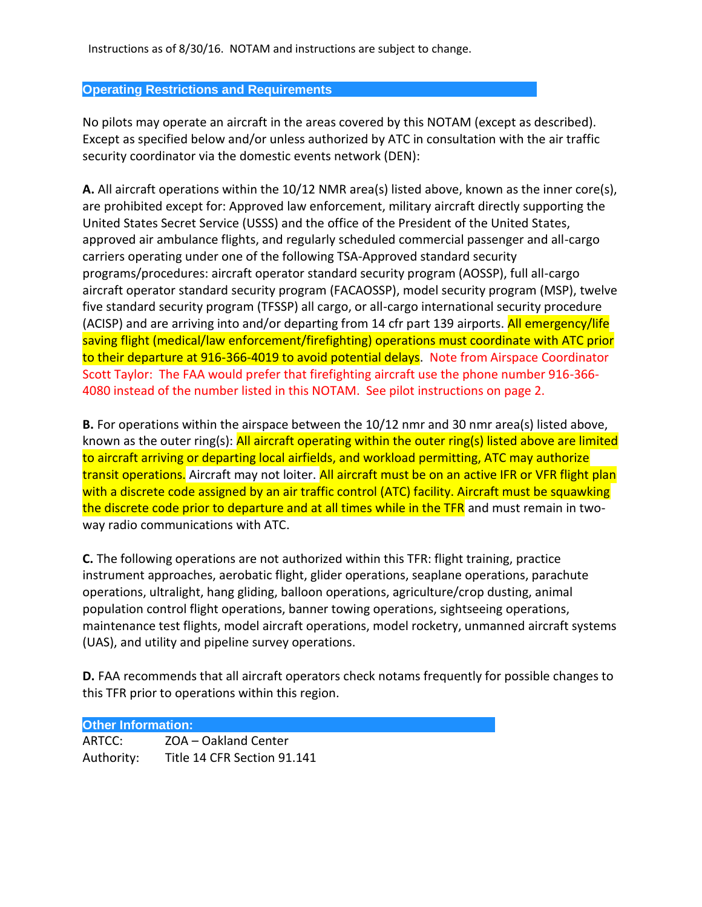Instructions as of 8/30/16. NOTAM and instructions are subject to change.

## Operating Restrictions and Requirements

No pilots may operate an aircraft in the areas covered by this NOTAM (except as described). Except as specified below and/or unless authorized by ATC in consultation with the air traffic security coordinator via the domestic events network (DEN):

**A.** All aircraft operations within the 10/12 NMR area(s) listed above, known as the inner core(s), are prohibited except for: Approved law enforcement, military aircraft directly supporting the United States Secret Service (USSS) and the office of the President of the United States, approved air ambulance flights, and regularly scheduled commercial passenger and all-cargo carriers operating under one of the following TSA-Approved standard security programs/procedures: aircraft operator standard security program (AOSSP), full all-cargo aircraft operator standard security program (FACAOSSP), model security program (MSP), twelve five standard security program (TFSSP) all cargo, or all-cargo international security procedure (ACISP) and are arriving into and/or departing from 14 cfr part 139 airports. All emergency/life saving flight (medical/law enforcement/firefighting) operations must coordinate with ATC prior to their departure at 916-366-4019 to avoid potential delays. Note from Airspace Coordinator Scott Taylor: The FAA would prefer that firefighting aircraft use the phone number 916-366-4080 instead of the number listed in this NOTAM. See pilot instructions on page 2.

**B.** For operations within the airspace between the 10/12 nmr and 30 nmr area(s) listed above, known as the outer ring(s): All aircraft operating within the outer ring(s) listed above are limited to aircraft arriving or departing local airfields, and workload permitting, ATC may authorize transit operations. Aircraft may not loiter. All aircraft must be on an active IFR or VFR flight plan with a discrete code assigned by an air traffic control (ATC) facility. Aircraft must be squawking the discrete code prior to departure and at all times while in the TFR and must remain in two-way radio communications with ATC.

**C.** The following operations are not authorized within this TFR: flight training, practice instrument approaches, aerobatic flight, glider operations, seaplane operations, parachute operations, ultralight, hang gliding, balloon operations, agriculture/crop dusting, animal population control flight operations, banner towing operations, sightseeing operations, maintenance test flights, model aircraft operations, model rocketry, unmanned aircraft systems (UAS), and utility and pipeline survey operations.

**D.** FAA recommends that all aircraft operators check notams frequently for possible changes to this TFR prior to operations within this region.

## Other Information:

| | |
|---|---|
| ARTCC: | ZOA – Oakland Center |
| Authority: | Title 14 CFR Section 91.141 |